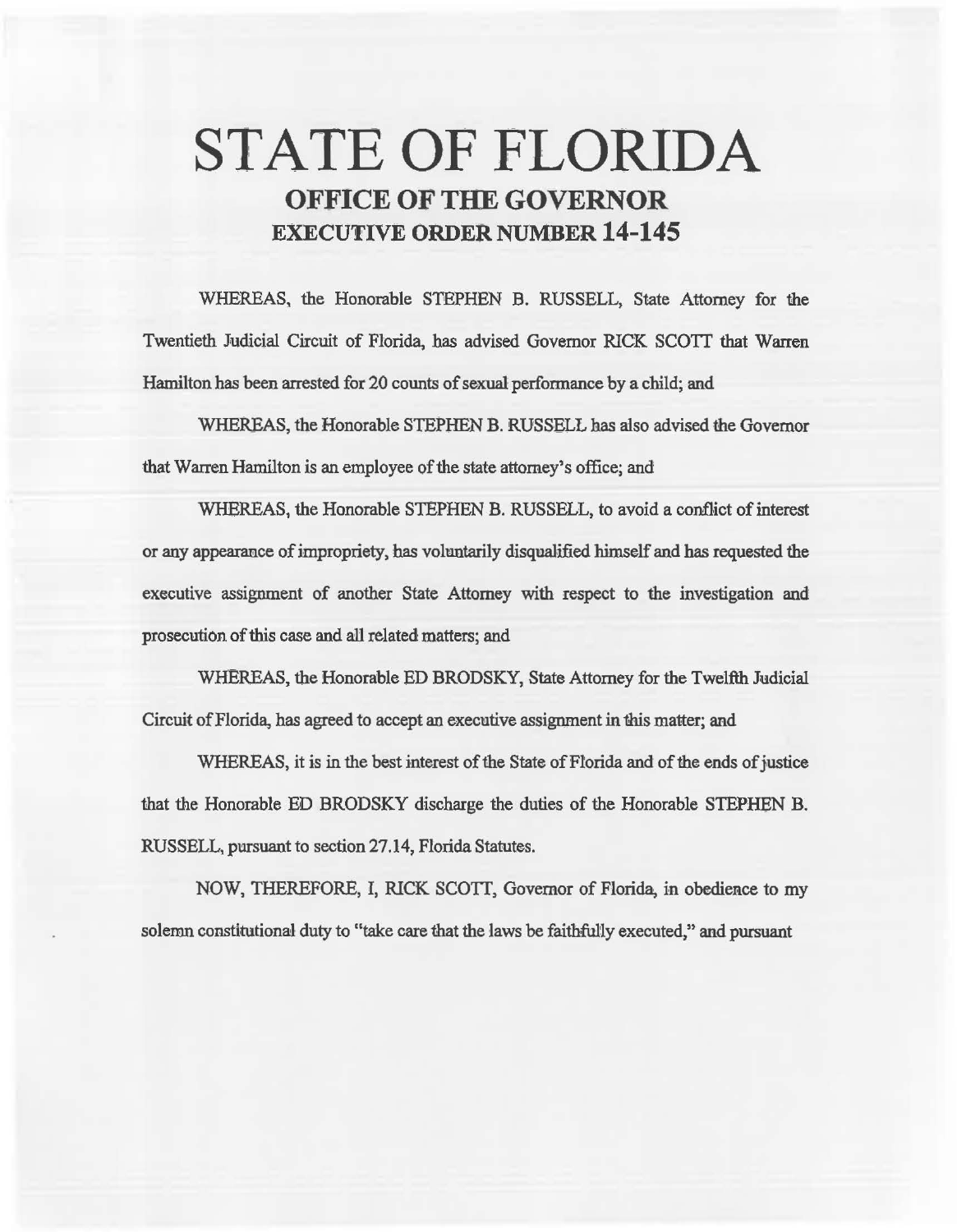# STATE OF FLORIDA

## OFFICE OF THE GOVERNOR

## EXECUTIVE ORDER NUMBER 14-145

WHEREAS, the Honorable STEPHEN B. RUSSELL, State Attorney for the Twentieth Judicial Circuit of Florida, has advised Governor RICK SCOTT that Warren Hamilton has been arrested for 20 counts of sexual performance by a child; and

WHEREAS, the Honorable STEPHEN B. RUSSELL has also advised the Governor that Warren Hamilton is an employee of the state attorney's office; and

WHEREAS, the Honorable STEPHEN B. RUSSELL, to avoid a conflict of interest or any appearance of impropriety, has voluntarily disqualified himself and has requested the executive assignment of another State Attorney with respect to the investigation and prosecution of this case and all related matters; and

WHEREAS, the Honorable ED BRODSKY, State Attorney for the Twelfth Judicial Circuit of Florida, has agreed to accept an executive assignment in this matter; and

WHEREAS, it is in the best interest of the State of Florida and of the ends of justice that the Honorable ED BRODSKY discharge the duties of the Honorable STEPHEN B. RUSSELL, pursuant to section 27.14, Florida Statutes.

NOW, THEREFORE, I, RICK SCOTT, Governor of Florida, in obedience to my solemn constitutional duty to "take care that the laws be faithfully executed," and pursuant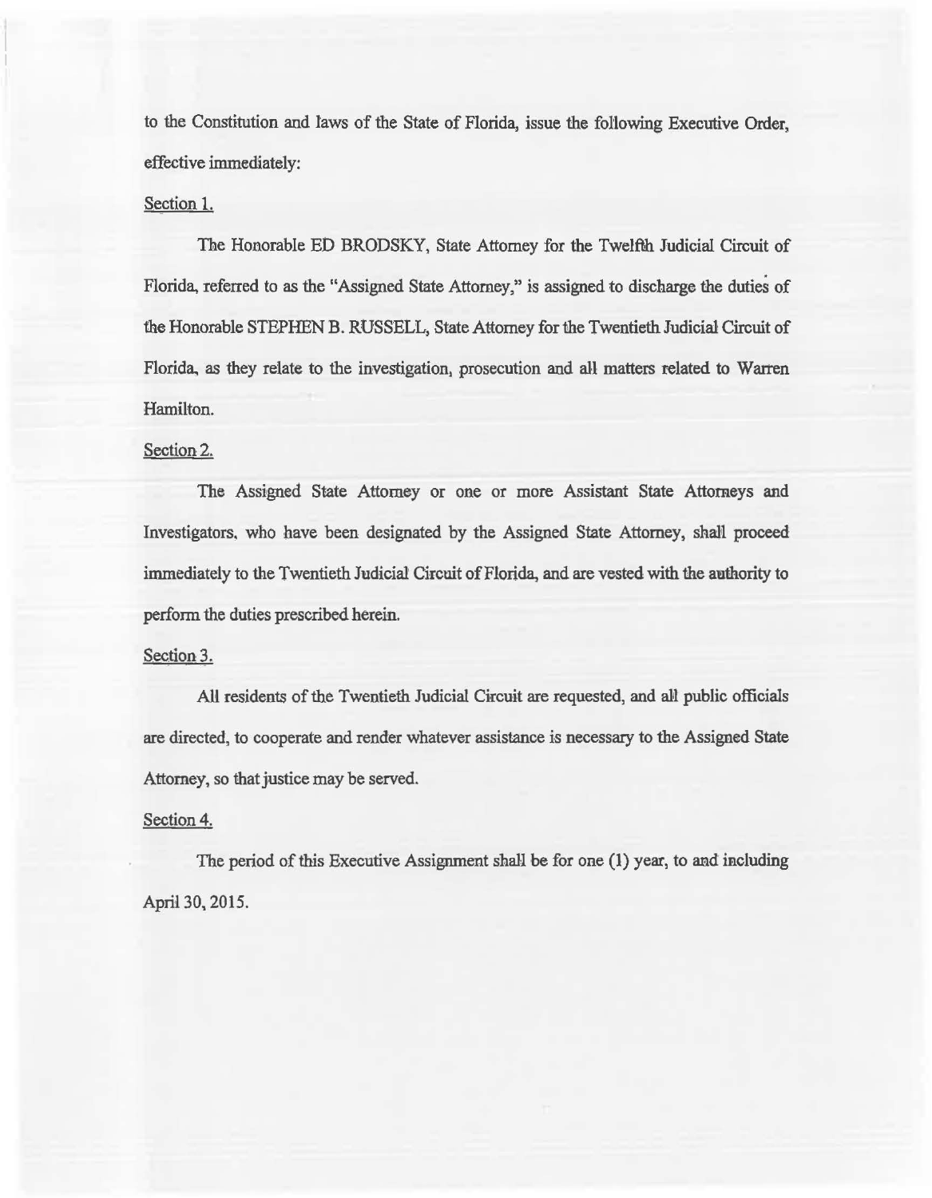to the Constitution and laws of the State of Florida, issue the following Executive Order, effective immediately:

Section 1.

The Honorable ED BRODSKY, State Attorney for the Twelfth Judicial Circuit of Florida, referred to as the "Assigned State Attorney," is assigned to discharge the duties of the Honorable STEPHEN B. RUSSELL, State Attorney for the Twentieth Judicial Circuit of Florida, as they relate to the investigation, prosecution and all matters related to Warren Hamilton.

Section 2.

The Assigned State Attorney or one or more Assistant State Attorneys and Investigators, who have been designated by the Assigned State Attorney, shall proceed immediately to the Twentieth Judicial Circuit of Florida, and are vested with the authority to perform the duties prescribed herein.

Section 3.

All residents of the Twentieth Judicial Circuit are requested, and all public officials are directed, to cooperate and render whatever assistance is necessary to the Assigned State Attorney, so that justice may be served.

Section 4.

The period of this Executive Assignment shall be for one (1) year, to and including April 30, 2015.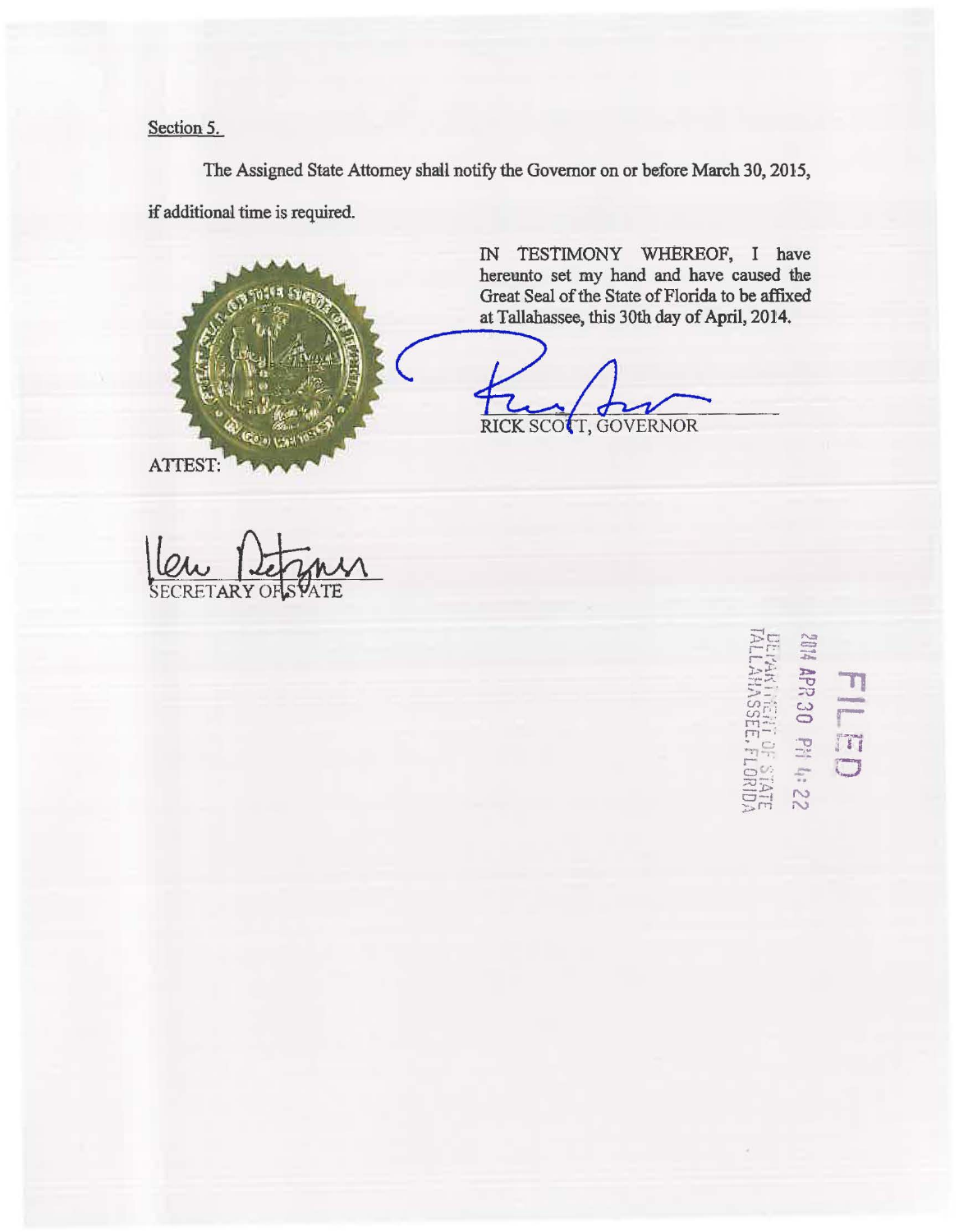Section 5.

The Assigned State Attorney shall notify the Governor on or before March 30, 2015, if additional time is required.

IN TESTIMONY WHEREOF, I have hereunto set my hand and have caused the Great Seal of the State of Florida to be affixed at Tallahassee, this 30th day of April, 2014.

RICK SCOTT, GOVERNOR

ATTEST:

SECRETARY OF STATE

FILED

2014 APR 30 PM 4:22

DEPARTMENT OF STATE
TALLAHASSEE, FLORIDA